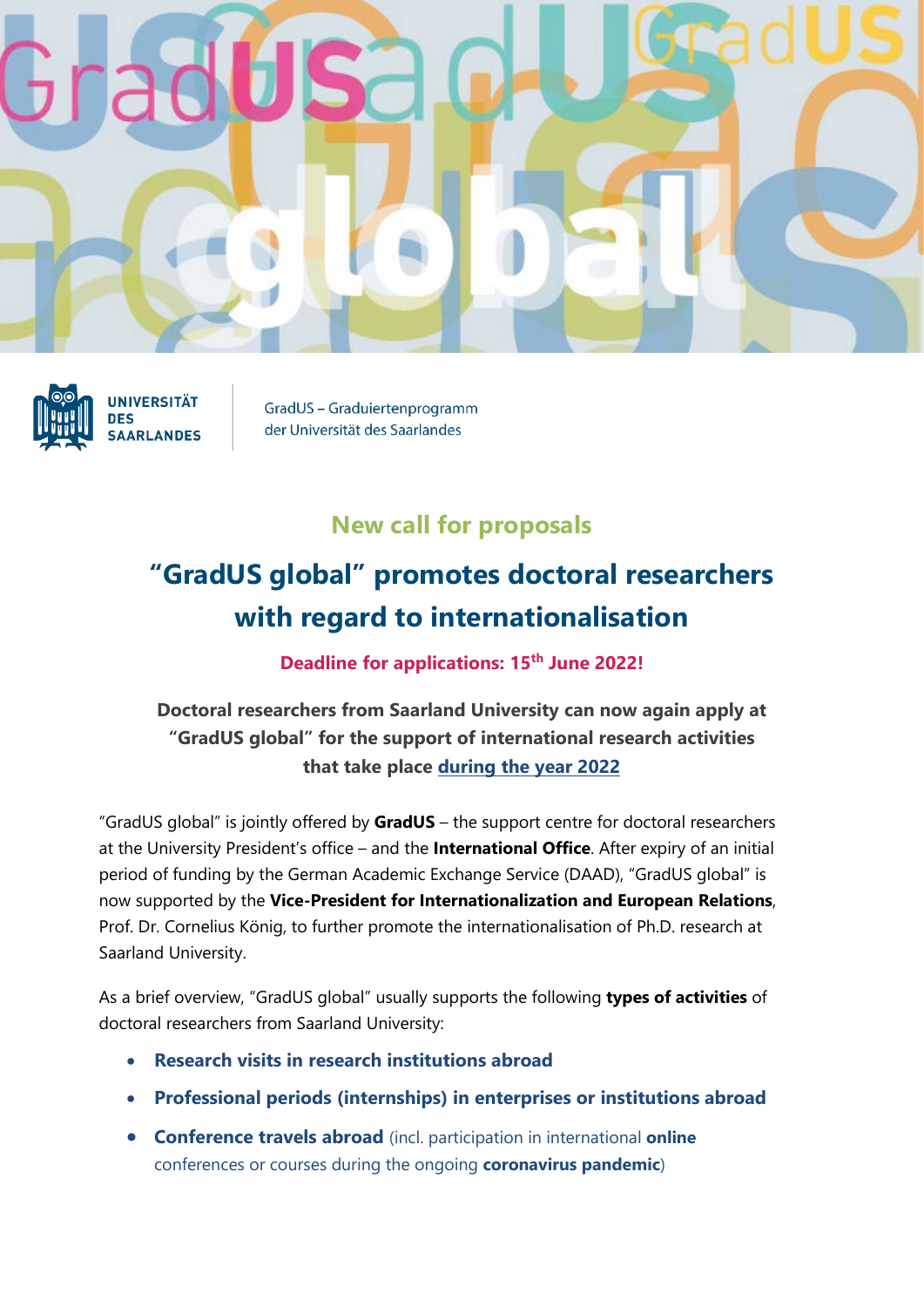UNIVERSITÄT DES SAARLANDES

GradUS – Graduiertenprogramm der Universität des Saarlandes

## New call for proposals

# "GradUS global" promotes doctoral researchers with regard to internationalisation

**Deadline for applications: 15th June 2022!**

**Doctoral researchers from Saarland University can now again apply at "GradUS global" for the support of international research activities that take place during the year 2022**

"GradUS global" is jointly offered by **GradUS** – the support centre for doctoral researchers at the University President's office – and the **International Office**. After expiry of an initial period of funding by the German Academic Exchange Service (DAAD), "GradUS global" is now supported by the **Vice-President for Internationalization and European Relations**, Prof. Dr. Cornelius König, to further promote the internationalisation of Ph.D. research at Saarland University.

As a brief overview, "GradUS global" usually supports the following **types of activities** of doctoral researchers from Saarland University:

- **Research visits in research institutions abroad**
- **Professional periods (internships) in enterprises or institutions abroad**
- **Conference travels abroad** (incl. participation in international **online** conferences or courses during the ongoing **coronavirus pandemic**)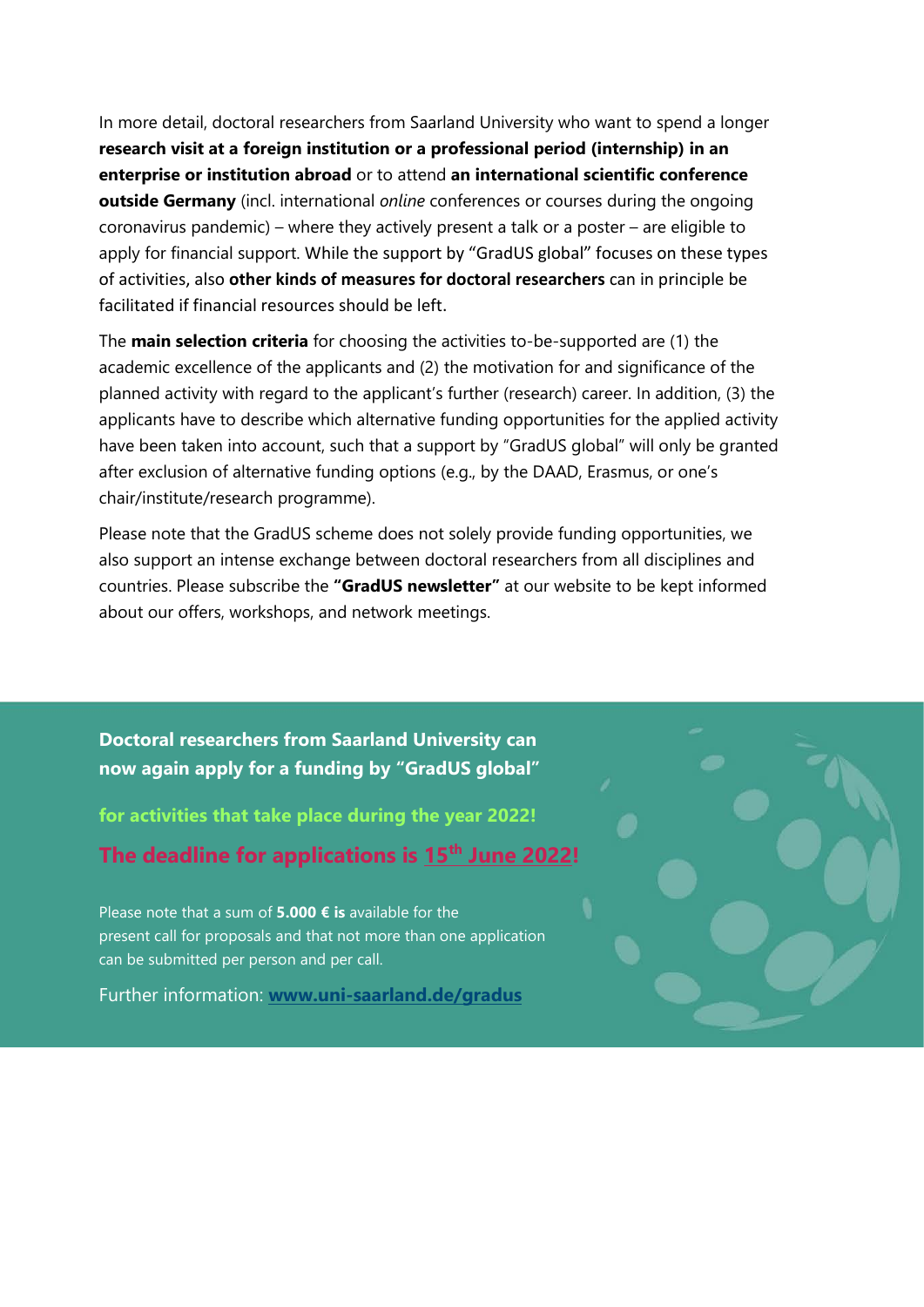In more detail, doctoral researchers from Saarland University who want to spend a longer **research visit at a foreign institution or a professional period (internship) in an enterprise or institution abroad** or to attend **an international scientific conference outside Germany** (incl. international *online* conferences or courses during the ongoing coronavirus pandemic) – where they actively present a talk or a poster – are eligible to apply for financial support. While the support by "GradUS global" focuses on these types of activities, also **other kinds of measures for doctoral researchers** can in principle be facilitated if financial resources should be left.

The **main selection criteria** for choosing the activities to-be-supported are (1) the academic excellence of the applicants and (2) the motivation for and significance of the planned activity with regard to the applicant's further (research) career. In addition, (3) the applicants have to describe which alternative funding opportunities for the applied activity have been taken into account, such that a support by "GradUS global" will only be granted after exclusion of alternative funding options (e.g., by the DAAD, Erasmus, or one's chair/institute/research programme).

Please note that the GradUS scheme does not solely provide funding opportunities, we also support an intense exchange between doctoral researchers from all disciplines and countries. Please subscribe the **"GradUS newsletter"** at our website to be kept informed about our offers, workshops, and network meetings.

**Doctoral researchers from Saarland University can now again apply for a funding by "GradUS global"**

**for activities that take place during the year 2022!**

**The deadline for applications is 15th June 2022!**

Please note that a sum of **5.000 € is** available for the present call for proposals and that not more than one application can be submitted per person and per call.

Further information: **www.uni-saarland.de/gradus**